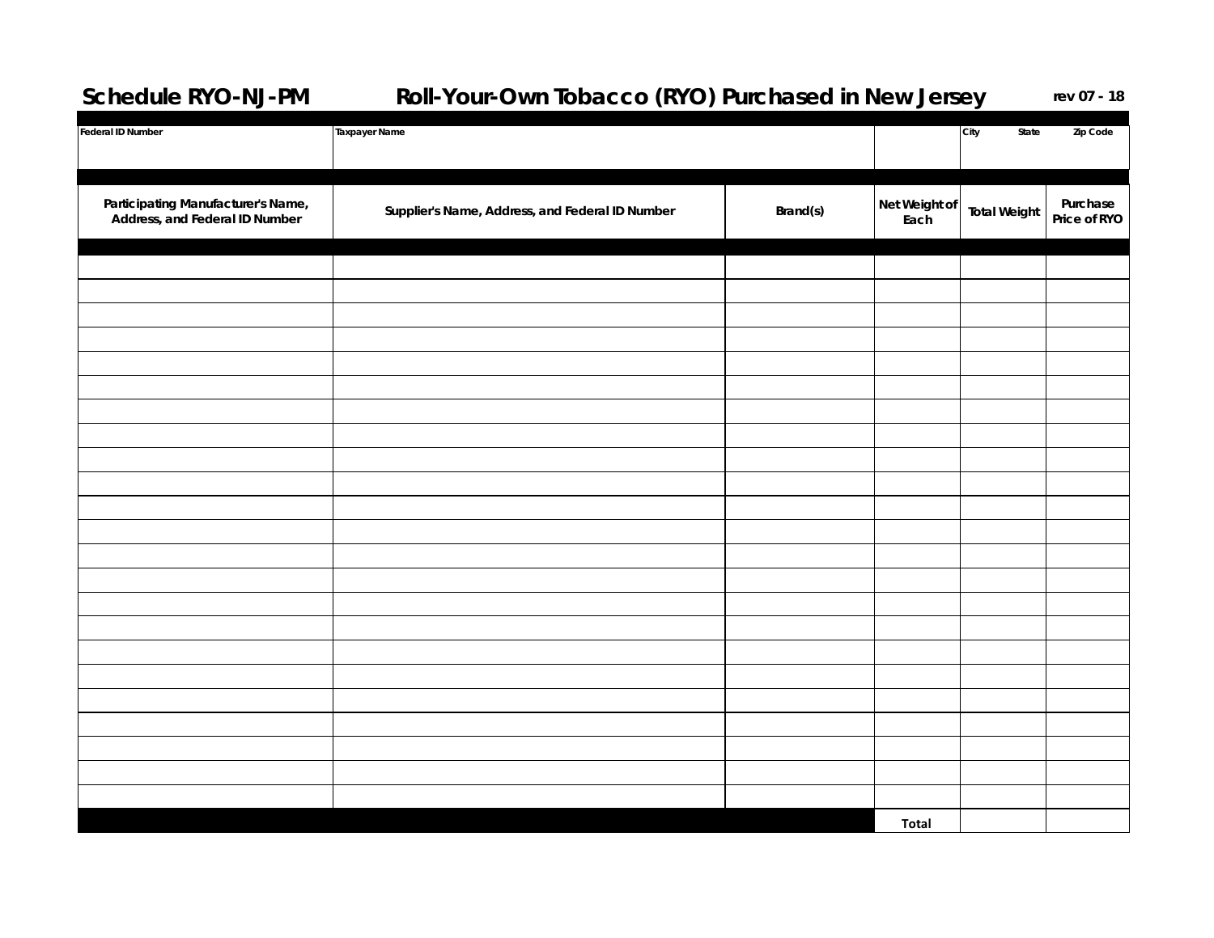# Schedule RYO-NJ-PM — Roll-Your-Own Tobacco (RYO) Purchased in New Jersey

rev 07 - 18

| Federal ID Number | Taxpayer Name | | | City State | Zip Code |
|---|---|---|---|---|---|
| | | | | | |

| Participating Manufacturer's Name, Address, and Federal ID Number | Supplier's Name, Address, and Federal ID Number | Brand(s) | Net Weight of Each | Total Weight | Purchase Price of RYO |
|---|---|---|---|---|---|
| | | | | | |
| | | | | | |
| | | | | | |
| | | | | | |
| | | | | | |
| | | | | | |
| | | | | | |
| | | | | | |
| | | | | | |
| | | | | | |
| | | | | | |
| | | | | | |
| | | | | | |
| | | | | | |
| | | | | | |
| | | | | | |
| | | | | | |
| | | | | | |
| | | | | | |
| | | | | | |
| | | | | | |
| | | | | | |
| | | | | | |
| | | | Total | | |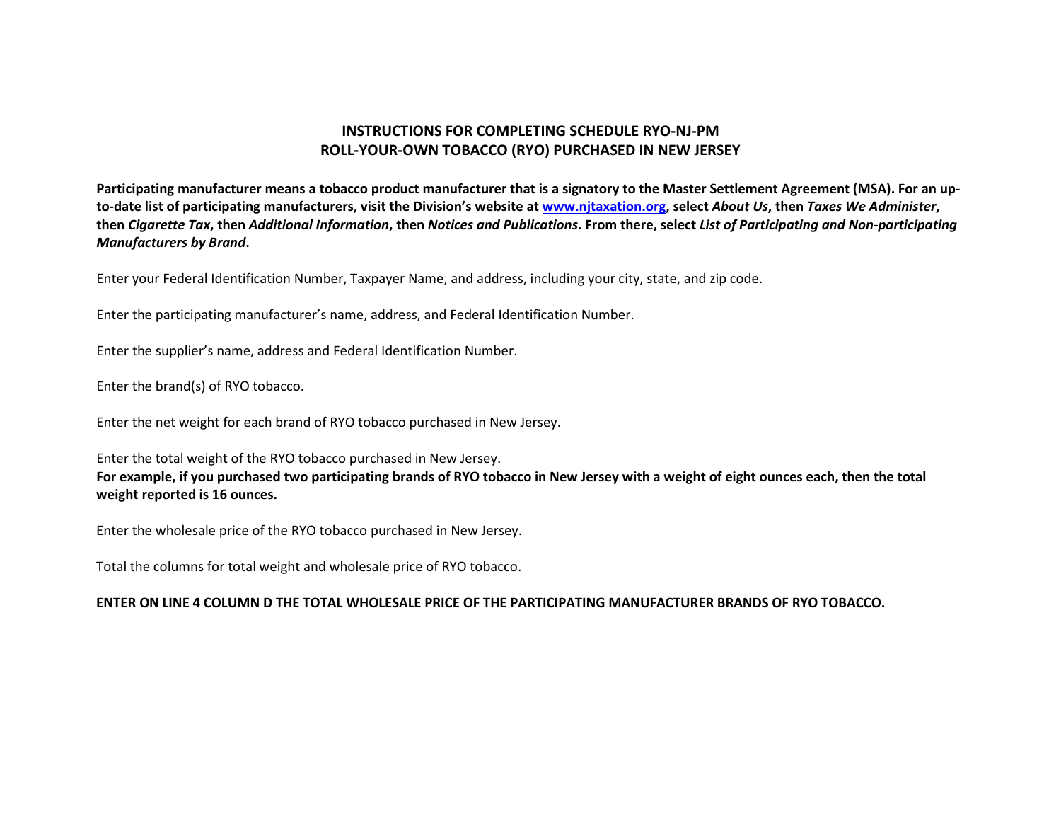# INSTRUCTIONS FOR COMPLETING SCHEDULE RYO-NJ-PM
## ROLL-YOUR-OWN TOBACCO (RYO) PURCHASED IN NEW JERSEY

**Participating manufacturer means a tobacco product manufacturer that is a signatory to the Master Settlement Agreement (MSA). For an up-to-date list of participating manufacturers, visit the Division's website at [www.njtaxation.org](http://www.njtaxation.org), select *About Us*, then *Taxes We Administer*, then *Cigarette Tax*, then *Additional Information*, then *Notices and Publications*. From there, select *List of Participating and Non-participating Manufacturers by Brand*.**

Enter your Federal Identification Number, Taxpayer Name, and address, including your city, state, and zip code.

Enter the participating manufacturer's name, address, and Federal Identification Number.

Enter the supplier's name, address and Federal Identification Number.

Enter the brand(s) of RYO tobacco.

Enter the net weight for each brand of RYO tobacco purchased in New Jersey.

Enter the total weight of the RYO tobacco purchased in New Jersey.
**For example, if you purchased two participating brands of RYO tobacco in New Jersey with a weight of eight ounces each, then the total weight reported is 16 ounces.**

Enter the wholesale price of the RYO tobacco purchased in New Jersey.

Total the columns for total weight and wholesale price of RYO tobacco.

**ENTER ON LINE 4 COLUMN D THE TOTAL WHOLESALE PRICE OF THE PARTICIPATING MANUFACTURER BRANDS OF RYO TOBACCO.**